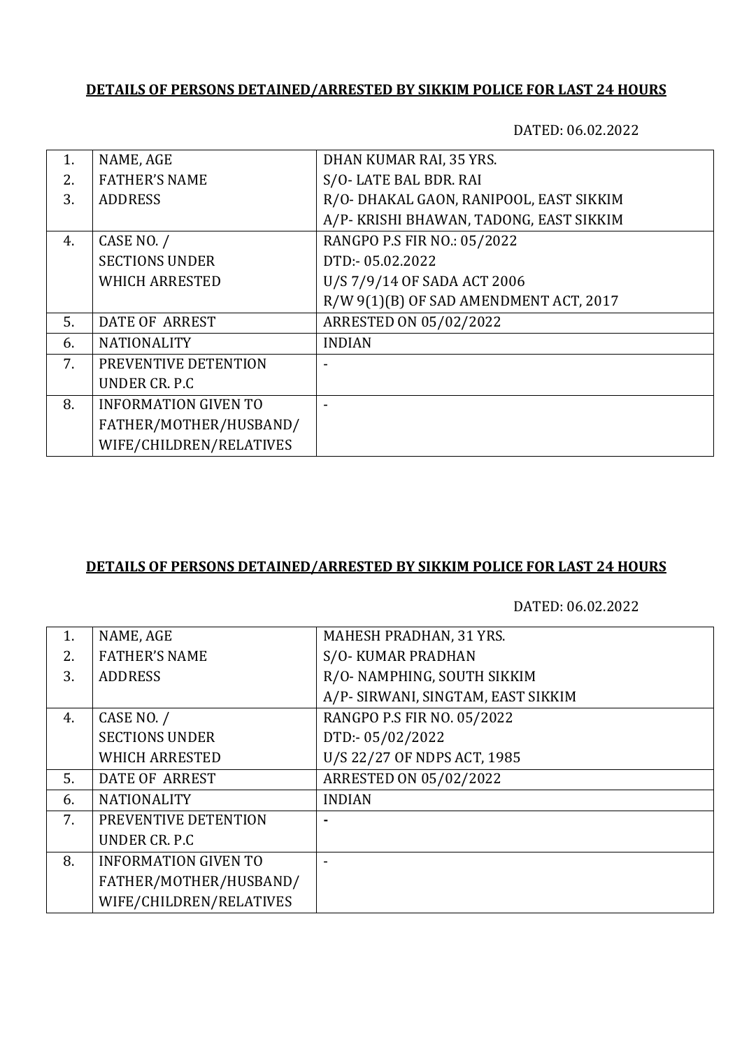**DETAILS OF PERSONS DETAINED/ARRESTED BY SIKKIM POLICE FOR LAST 24 HOURS**

DATED: 06.02.2022

| | | |
|---|---|---|
| 1.<br>2.<br>3. | NAME, AGE<br>FATHER'S NAME<br>ADDRESS | DHAN KUMAR RAI, 35 YRS.<br>S/O- LATE BAL BDR. RAI<br>R/O- DHAKAL GAON, RANIPOOL, EAST SIKKIM<br>A/P- KRISHI BHAWAN, TADONG, EAST SIKKIM |
| 4. | CASE NO. /<br>SECTIONS UNDER<br>WHICH ARRESTED | RANGPO P.S FIR NO.: 05/2022<br>DTD:- 05.02.2022<br>U/S 7/9/14 OF SADA ACT 2006<br>R/W 9(1)(B) OF SAD AMENDMENT ACT, 2017 |
| 5. | DATE OF ARREST | ARRESTED ON 05/02/2022 |
| 6. | NATIONALITY | INDIAN |
| 7. | PREVENTIVE DETENTION<br>UNDER CR. P.C | - |
| 8. | INFORMATION GIVEN TO<br>FATHER/MOTHER/HUSBAND/<br>WIFE/CHILDREN/RELATIVES | - |

**DETAILS OF PERSONS DETAINED/ARRESTED BY SIKKIM POLICE FOR LAST 24 HOURS**

DATED: 06.02.2022

| | | |
|---|---|---|
| 1.<br>2.<br>3. | NAME, AGE<br>FATHER'S NAME<br>ADDRESS | MAHESH PRADHAN, 31 YRS.<br>S/O- KUMAR PRADHAN<br>R/O- NAMPHING, SOUTH SIKKIM<br>A/P- SIRWANI, SINGTAM, EAST SIKKIM |
| 4. | CASE NO. /<br>SECTIONS UNDER<br>WHICH ARRESTED | RANGPO P.S FIR NO. 05/2022<br>DTD:- 05/02/2022<br>U/S 22/27 OF NDPS ACT, 1985 |
| 5. | DATE OF ARREST | ARRESTED ON 05/02/2022 |
| 6. | NATIONALITY | INDIAN |
| 7. | PREVENTIVE DETENTION<br>UNDER CR. P.C | - |
| 8. | INFORMATION GIVEN TO<br>FATHER/MOTHER/HUSBAND/<br>WIFE/CHILDREN/RELATIVES | - |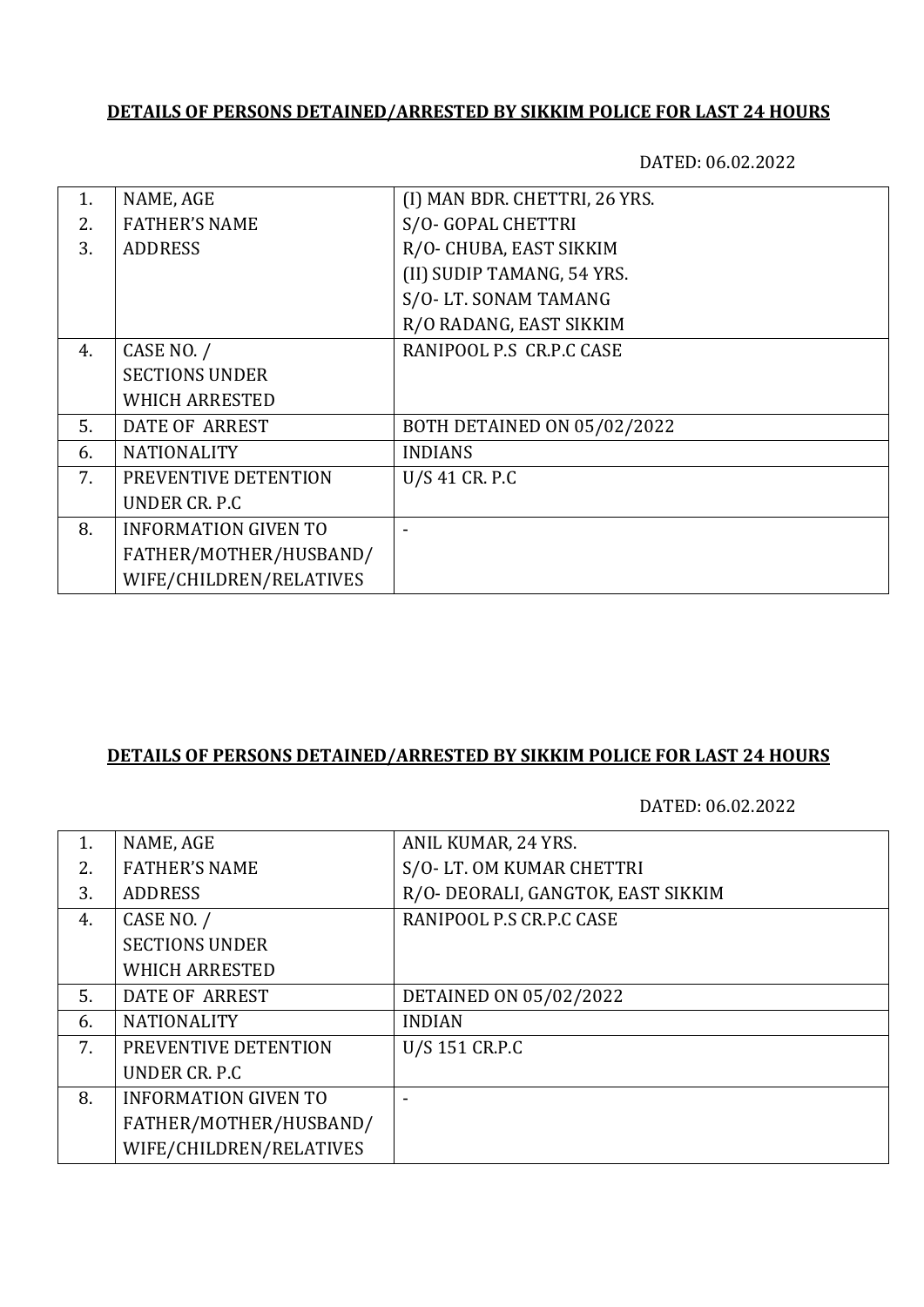**DETAILS OF PERSONS DETAINED/ARRESTED BY SIKKIM POLICE FOR LAST 24 HOURS**

DATED: 06.02.2022

| | | |
|---|---|---|
| 1.<br>2.<br>3. | NAME, AGE<br>FATHER'S NAME<br>ADDRESS | (I) MAN BDR. CHETTRI, 26 YRS.<br>S/O- GOPAL CHETTRI<br>R/O- CHUBA, EAST SIKKIM<br>(II) SUDIP TAMANG, 54 YRS.<br>S/O- LT. SONAM TAMANG<br>R/O RADANG, EAST SIKKIM |
| 4. | CASE NO. /<br>SECTIONS UNDER<br>WHICH ARRESTED | RANIPOOL P.S CR.P.C CASE |
| 5. | DATE OF ARREST | BOTH DETAINED ON 05/02/2022 |
| 6. | NATIONALITY | INDIANS |
| 7. | PREVENTIVE DETENTION<br>UNDER CR. P.C | U/S 41 CR. P.C |
| 8. | INFORMATION GIVEN TO<br>FATHER/MOTHER/HUSBAND/<br>WIFE/CHILDREN/RELATIVES | - |

**DETAILS OF PERSONS DETAINED/ARRESTED BY SIKKIM POLICE FOR LAST 24 HOURS**

DATED: 06.02.2022

| | | |
|---|---|---|
| 1.<br>2.<br>3. | NAME, AGE<br>FATHER'S NAME<br>ADDRESS | ANIL KUMAR, 24 YRS.<br>S/O- LT. OM KUMAR CHETTRI<br>R/O- DEORALI, GANGTOK, EAST SIKKIM |
| 4. | CASE NO. /<br>SECTIONS UNDER<br>WHICH ARRESTED | RANIPOOL P.S CR.P.C CASE |
| 5. | DATE OF ARREST | DETAINED ON 05/02/2022 |
| 6. | NATIONALITY | INDIAN |
| 7. | PREVENTIVE DETENTION<br>UNDER CR. P.C | U/S 151 CR.P.C |
| 8. | INFORMATION GIVEN TO<br>FATHER/MOTHER/HUSBAND/<br>WIFE/CHILDREN/RELATIVES | - |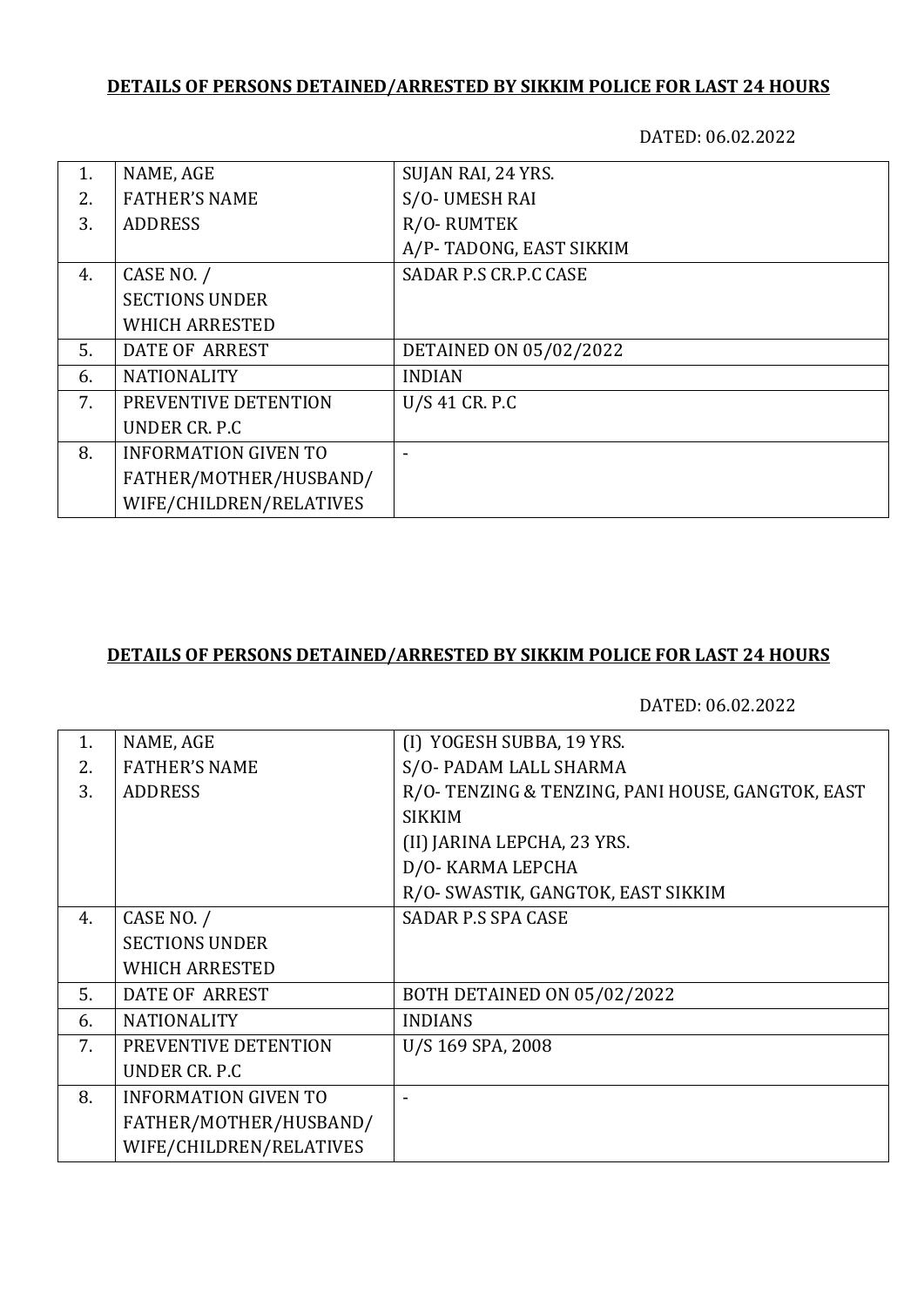**DETAILS OF PERSONS DETAINED/ARRESTED BY SIKKIM POLICE FOR LAST 24 HOURS**

DATED: 06.02.2022

| | | |
|---|---|---|
| 1.<br>2.<br>3. | NAME, AGE<br>FATHER'S NAME<br>ADDRESS | SUJAN RAI, 24 YRS.<br>S/O- UMESH RAI<br>R/O- RUMTEK<br>A/P- TADONG, EAST SIKKIM |
| 4. | CASE NO. /<br>SECTIONS UNDER<br>WHICH ARRESTED | SADAR P.S CR.P.C CASE |
| 5. | DATE OF ARREST | DETAINED ON 05/02/2022 |
| 6. | NATIONALITY | INDIAN |
| 7. | PREVENTIVE DETENTION<br>UNDER CR. P.C | U/S 41 CR. P.C |
| 8. | INFORMATION GIVEN TO<br>FATHER/MOTHER/HUSBAND/<br>WIFE/CHILDREN/RELATIVES | - |

**DETAILS OF PERSONS DETAINED/ARRESTED BY SIKKIM POLICE FOR LAST 24 HOURS**

DATED: 06.02.2022

| | | |
|---|---|---|
| 1.<br>2.<br>3. | NAME, AGE<br>FATHER'S NAME<br>ADDRESS | (I) YOGESH SUBBA, 19 YRS.<br>S/O- PADAM LALL SHARMA<br>R/O- TENZING & TENZING, PANI HOUSE, GANGTOK, EAST SIKKIM<br>(II) JARINA LEPCHA, 23 YRS.<br>D/O- KARMA LEPCHA<br>R/O- SWASTIK, GANGTOK, EAST SIKKIM |
| 4. | CASE NO. /<br>SECTIONS UNDER<br>WHICH ARRESTED | SADAR P.S SPA CASE |
| 5. | DATE OF ARREST | BOTH DETAINED ON 05/02/2022 |
| 6. | NATIONALITY | INDIANS |
| 7. | PREVENTIVE DETENTION<br>UNDER CR. P.C | U/S 169 SPA, 2008 |
| 8. | INFORMATION GIVEN TO<br>FATHER/MOTHER/HUSBAND/<br>WIFE/CHILDREN/RELATIVES | - |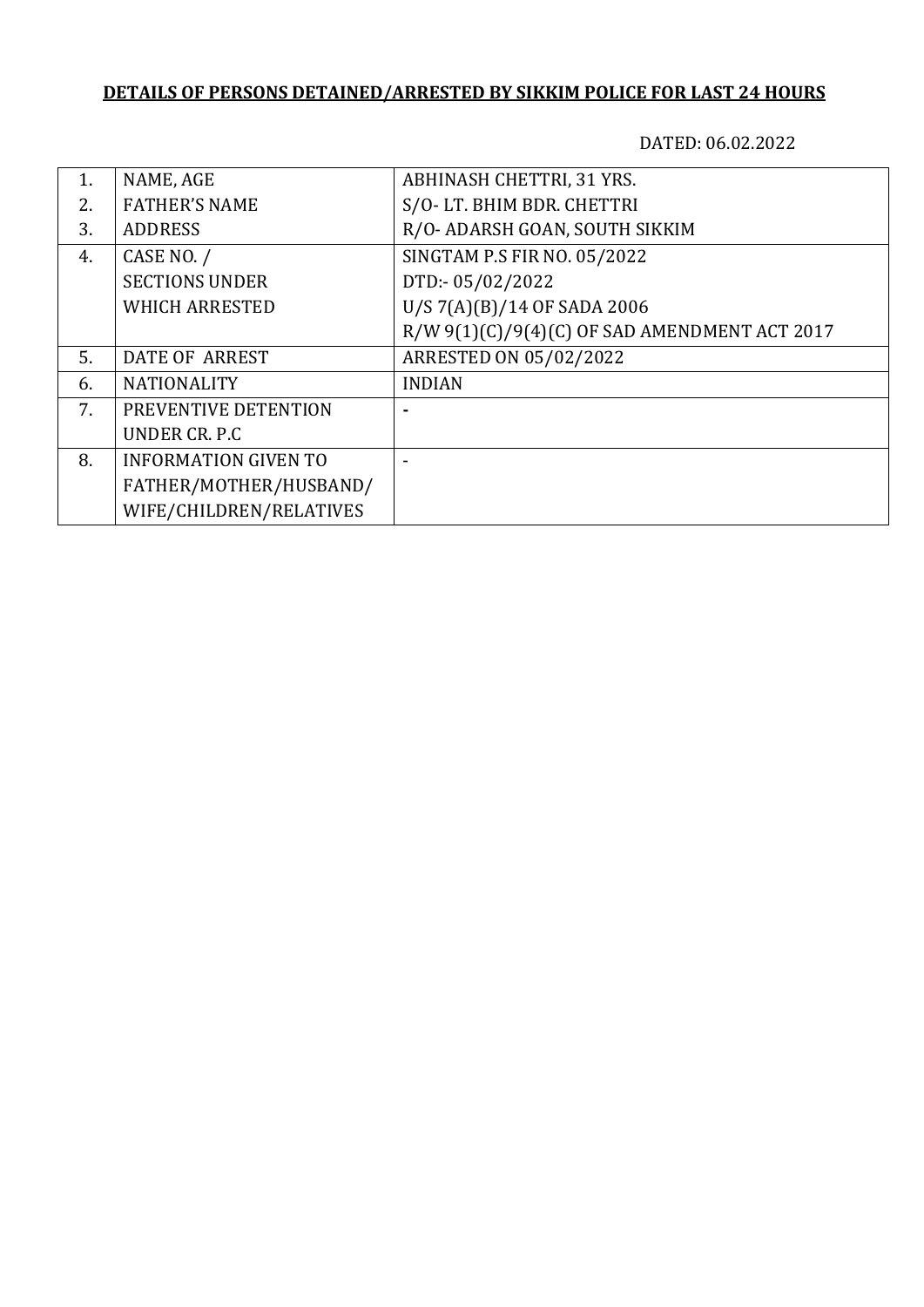**DETAILS OF PERSONS DETAINED/ARRESTED BY SIKKIM POLICE FOR LAST 24 HOURS**

DATED: 06.02.2022

| | | |
|---|---|---|
| 1. | NAME, AGE | ABHINASH CHETTRI, 31 YRS. |
| 2. | FATHER'S NAME | S/O- LT. BHIM BDR. CHETTRI |
| 3. | ADDRESS | R/O- ADARSH GOAN, SOUTH SIKKIM |
| 4. | CASE NO. / SECTIONS UNDER WHICH ARRESTED | SINGTAM P.S FIR NO. 05/2022 DTD:- 05/02/2022 U/S 7(A)(B)/14 OF SADA 2006 R/W 9(1)(C)/9(4)(C) OF SAD AMENDMENT ACT 2017 |
| 5. | DATE OF ARREST | ARRESTED ON 05/02/2022 |
| 6. | NATIONALITY | INDIAN |
| 7. | PREVENTIVE DETENTION UNDER CR. P.C | - |
| 8. | INFORMATION GIVEN TO FATHER/MOTHER/HUSBAND/ WIFE/CHILDREN/RELATIVES | - |